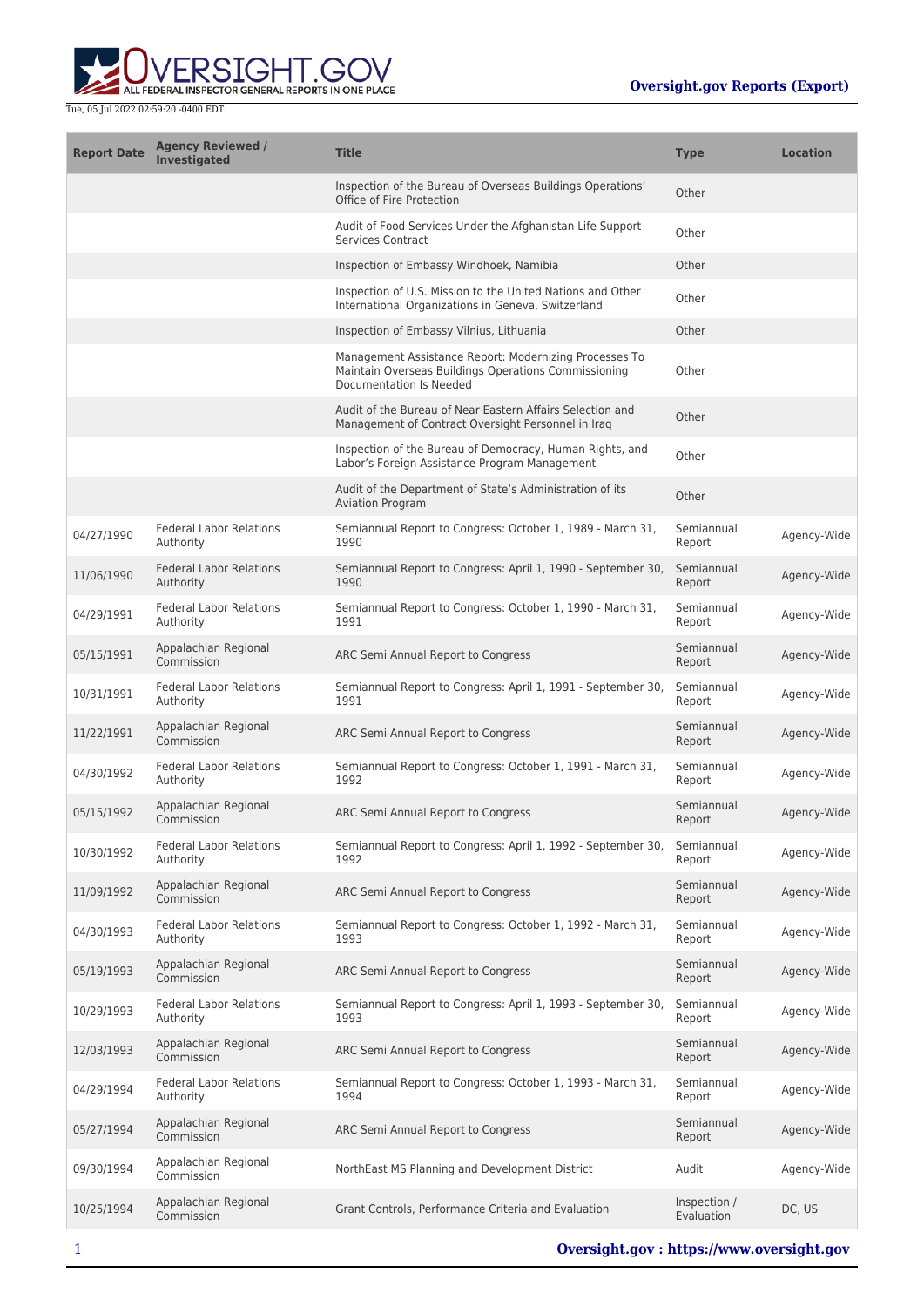Tue, 05 Jul 2022 02:59:20 -0400 EDT

**Oversight.gov Reports (Export)**

| Report Date | Agency Reviewed / Investigated | Title | Type | Location |
| --- | --- | --- | --- | --- |
| | | Inspection of the Bureau of Overseas Buildings Operations' Office of Fire Protection | Other | |
| | | Audit of Food Services Under the Afghanistan Life Support Services Contract | Other | |
| | | Inspection of Embassy Windhoek, Namibia | Other | |
| | | Inspection of U.S. Mission to the United Nations and Other International Organizations in Geneva, Switzerland | Other | |
| | | Inspection of Embassy Vilnius, Lithuania | Other | |
| | | Management Assistance Report: Modernizing Processes To Maintain Overseas Buildings Operations Commissioning Documentation Is Needed | Other | |
| | | Audit of the Bureau of Near Eastern Affairs Selection and Management of Contract Oversight Personnel in Iraq | Other | |
| | | Inspection of the Bureau of Democracy, Human Rights, and Labor's Foreign Assistance Program Management | Other | |
| | | Audit of the Department of State's Administration of its Aviation Program | Other | |
| 04/27/1990 | Federal Labor Relations Authority | Semiannual Report to Congress: October 1, 1989 - March 31, 1990 | Semiannual Report | Agency-Wide |
| 11/06/1990 | Federal Labor Relations Authority | Semiannual Report to Congress: April 1, 1990 - September 30, 1990 | Semiannual Report | Agency-Wide |
| 04/29/1991 | Federal Labor Relations Authority | Semiannual Report to Congress: October 1, 1990 - March 31, 1991 | Semiannual Report | Agency-Wide |
| 05/15/1991 | Appalachian Regional Commission | ARC Semi Annual Report to Congress | Semiannual Report | Agency-Wide |
| 10/31/1991 | Federal Labor Relations Authority | Semiannual Report to Congress: April 1, 1991 - September 30, 1991 | Semiannual Report | Agency-Wide |
| 11/22/1991 | Appalachian Regional Commission | ARC Semi Annual Report to Congress | Semiannual Report | Agency-Wide |
| 04/30/1992 | Federal Labor Relations Authority | Semiannual Report to Congress: October 1, 1991 - March 31, 1992 | Semiannual Report | Agency-Wide |
| 05/15/1992 | Appalachian Regional Commission | ARC Semi Annual Report to Congress | Semiannual Report | Agency-Wide |
| 10/30/1992 | Federal Labor Relations Authority | Semiannual Report to Congress: April 1, 1992 - September 30, 1992 | Semiannual Report | Agency-Wide |
| 11/09/1992 | Appalachian Regional Commission | ARC Semi Annual Report to Congress | Semiannual Report | Agency-Wide |
| 04/30/1993 | Federal Labor Relations Authority | Semiannual Report to Congress: October 1, 1992 - March 31, 1993 | Semiannual Report | Agency-Wide |
| 05/19/1993 | Appalachian Regional Commission | ARC Semi Annual Report to Congress | Semiannual Report | Agency-Wide |
| 10/29/1993 | Federal Labor Relations Authority | Semiannual Report to Congress: April 1, 1993 - September 30, 1993 | Semiannual Report | Agency-Wide |
| 12/03/1993 | Appalachian Regional Commission | ARC Semi Annual Report to Congress | Semiannual Report | Agency-Wide |
| 04/29/1994 | Federal Labor Relations Authority | Semiannual Report to Congress: October 1, 1993 - March 31, 1994 | Semiannual Report | Agency-Wide |
| 05/27/1994 | Appalachian Regional Commission | ARC Semi Annual Report to Congress | Semiannual Report | Agency-Wide |
| 09/30/1994 | Appalachian Regional Commission | NorthEast MS Planning and Development District | Audit | Agency-Wide |
| 10/25/1994 | Appalachian Regional Commission | Grant Controls, Performance Criteria and Evaluation | Inspection / Evaluation | DC, US |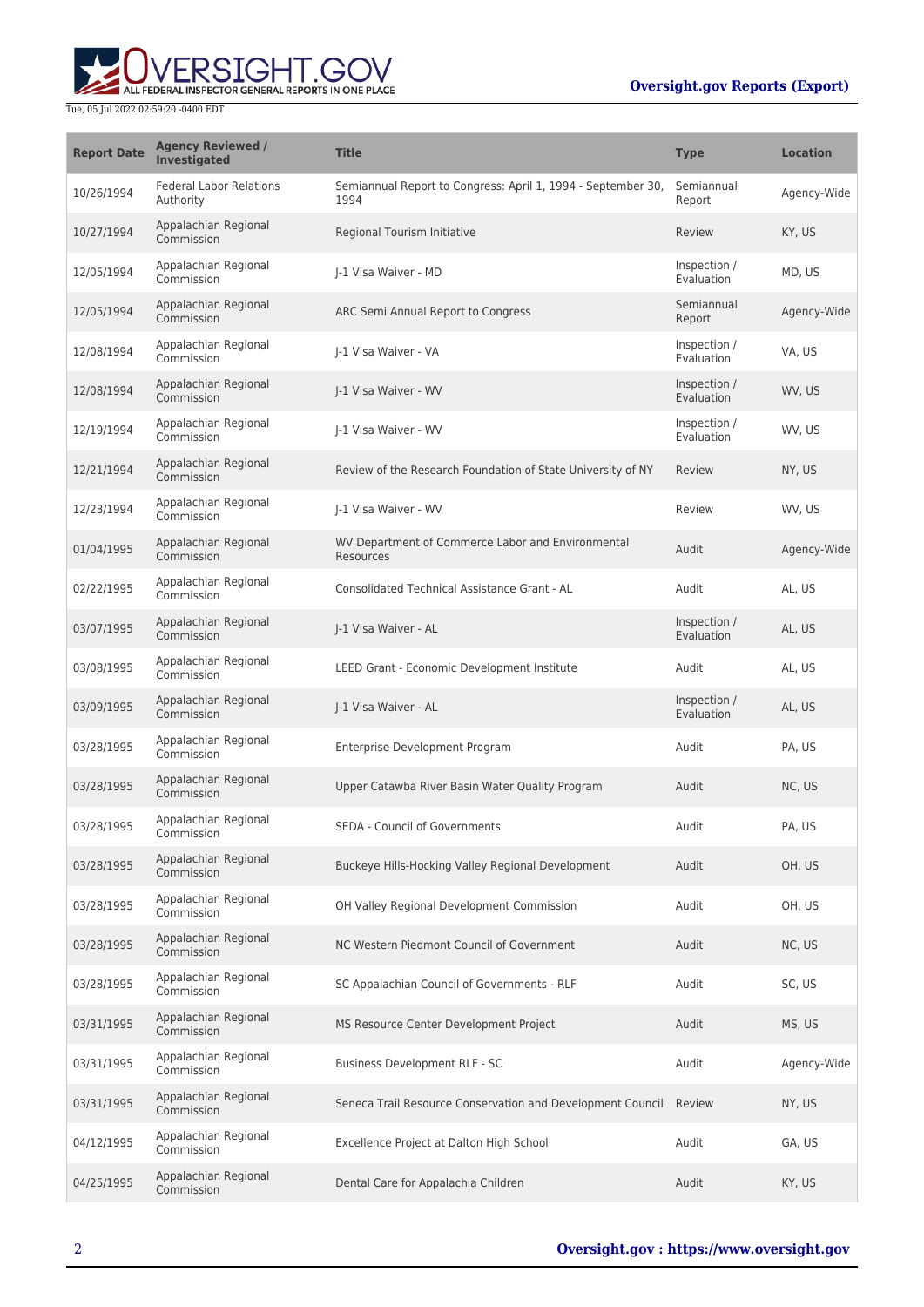| Report Date | Agency Reviewed / Investigated | Title | Type | Location |
| --- | --- | --- | --- | --- |
| 10/26/1994 | Federal Labor Relations Authority | Semiannual Report to Congress: April 1, 1994 - September 30, 1994 | Semiannual Report | Agency-Wide |
| 10/27/1994 | Appalachian Regional Commission | Regional Tourism Initiative | Review | KY, US |
| 12/05/1994 | Appalachian Regional Commission | J-1 Visa Waiver - MD | Inspection / Evaluation | MD, US |
| 12/05/1994 | Appalachian Regional Commission | ARC Semi Annual Report to Congress | Semiannual Report | Agency-Wide |
| 12/08/1994 | Appalachian Regional Commission | J-1 Visa Waiver - VA | Inspection / Evaluation | VA, US |
| 12/08/1994 | Appalachian Regional Commission | J-1 Visa Waiver - WV | Inspection / Evaluation | WV, US |
| 12/19/1994 | Appalachian Regional Commission | J-1 Visa Waiver - WV | Inspection / Evaluation | WV, US |
| 12/21/1994 | Appalachian Regional Commission | Review of the Research Foundation of State University of NY | Review | NY, US |
| 12/23/1994 | Appalachian Regional Commission | J-1 Visa Waiver - WV | Review | WV, US |
| 01/04/1995 | Appalachian Regional Commission | WV Department of Commerce Labor and Environmental Resources | Audit | Agency-Wide |
| 02/22/1995 | Appalachian Regional Commission | Consolidated Technical Assistance Grant - AL | Audit | AL, US |
| 03/07/1995 | Appalachian Regional Commission | J-1 Visa Waiver - AL | Inspection / Evaluation | AL, US |
| 03/08/1995 | Appalachian Regional Commission | LEED Grant - Economic Development Institute | Audit | AL, US |
| 03/09/1995 | Appalachian Regional Commission | J-1 Visa Waiver - AL | Inspection / Evaluation | AL, US |
| 03/28/1995 | Appalachian Regional Commission | Enterprise Development Program | Audit | PA, US |
| 03/28/1995 | Appalachian Regional Commission | Upper Catawba River Basin Water Quality Program | Audit | NC, US |
| 03/28/1995 | Appalachian Regional Commission | SEDA - Council of Governments | Audit | PA, US |
| 03/28/1995 | Appalachian Regional Commission | Buckeye Hills-Hocking Valley Regional Development | Audit | OH, US |
| 03/28/1995 | Appalachian Regional Commission | OH Valley Regional Development Commission | Audit | OH, US |
| 03/28/1995 | Appalachian Regional Commission | NC Western Piedmont Council of Government | Audit | NC, US |
| 03/28/1995 | Appalachian Regional Commission | SC Appalachian Council of Governments - RLF | Audit | SC, US |
| 03/31/1995 | Appalachian Regional Commission | MS Resource Center Development Project | Audit | MS, US |
| 03/31/1995 | Appalachian Regional Commission | Business Development RLF - SC | Audit | Agency-Wide |
| 03/31/1995 | Appalachian Regional Commission | Seneca Trail Resource Conservation and Development Council | Review | NY, US |
| 04/12/1995 | Appalachian Regional Commission | Excellence Project at Dalton High School | Audit | GA, US |
| 04/25/1995 | Appalachian Regional Commission | Dental Care for Appalachia Children | Audit | KY, US |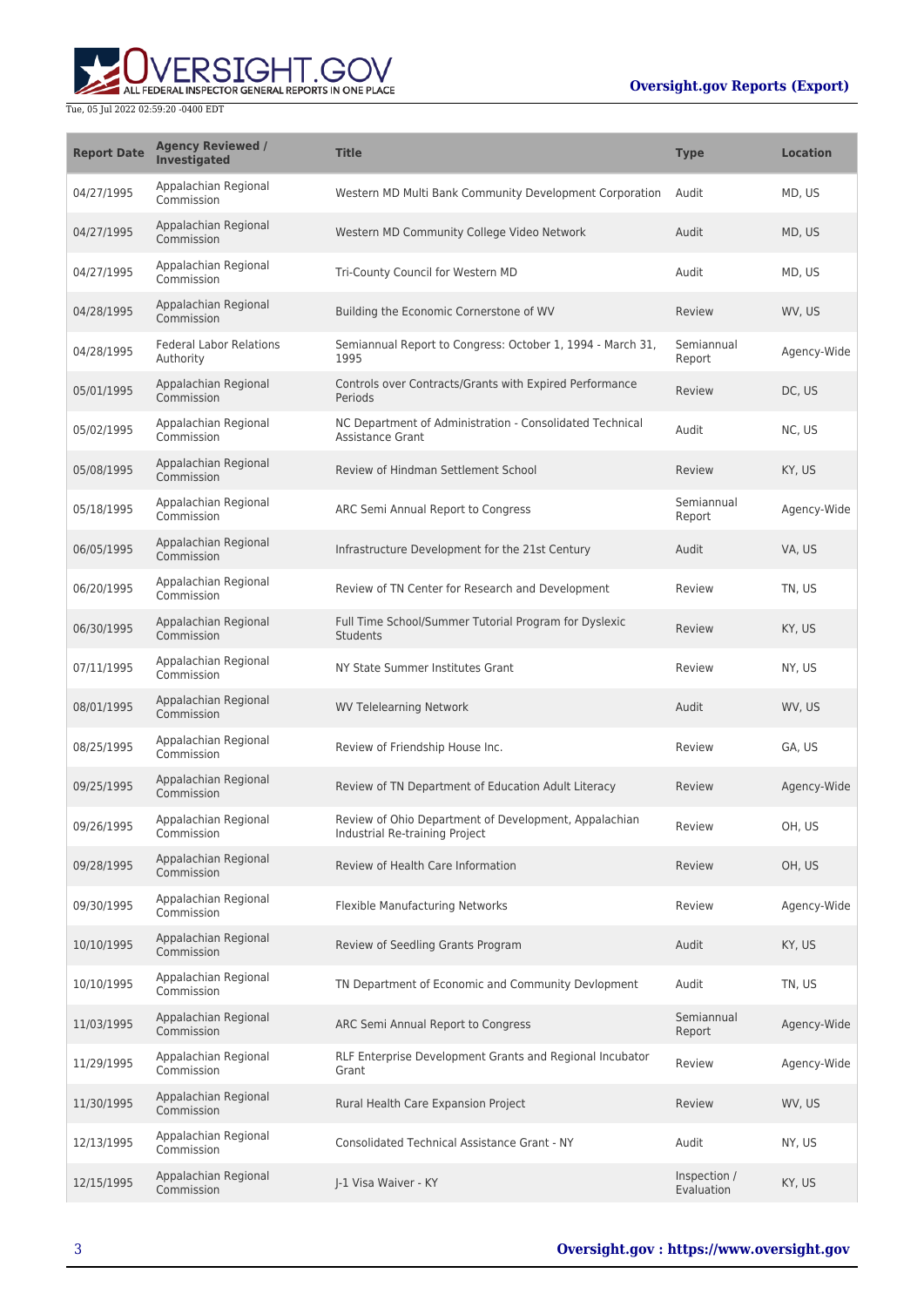| Report Date | Agency Reviewed / Investigated | Title | Type | Location |
| --- | --- | --- | --- | --- |
| 04/27/1995 | Appalachian Regional Commission | Western MD Multi Bank Community Development Corporation | Audit | MD, US |
| 04/27/1995 | Appalachian Regional Commission | Western MD Community College Video Network | Audit | MD, US |
| 04/27/1995 | Appalachian Regional Commission | Tri-County Council for Western MD | Audit | MD, US |
| 04/28/1995 | Appalachian Regional Commission | Building the Economic Cornerstone of WV | Review | WV, US |
| 04/28/1995 | Federal Labor Relations Authority | Semiannual Report to Congress: October 1, 1994 - March 31, 1995 | Semiannual Report | Agency-Wide |
| 05/01/1995 | Appalachian Regional Commission | Controls over Contracts/Grants with Expired Performance Periods | Review | DC, US |
| 05/02/1995 | Appalachian Regional Commission | NC Department of Administration - Consolidated Technical Assistance Grant | Audit | NC, US |
| 05/08/1995 | Appalachian Regional Commission | Review of Hindman Settlement School | Review | KY, US |
| 05/18/1995 | Appalachian Regional Commission | ARC Semi Annual Report to Congress | Semiannual Report | Agency-Wide |
| 06/05/1995 | Appalachian Regional Commission | Infrastructure Development for the 21st Century | Audit | VA, US |
| 06/20/1995 | Appalachian Regional Commission | Review of TN Center for Research and Development | Review | TN, US |
| 06/30/1995 | Appalachian Regional Commission | Full Time School/Summer Tutorial Program for Dyslexic Students | Review | KY, US |
| 07/11/1995 | Appalachian Regional Commission | NY State Summer Institutes Grant | Review | NY, US |
| 08/01/1995 | Appalachian Regional Commission | WV Telelearning Network | Audit | WV, US |
| 08/25/1995 | Appalachian Regional Commission | Review of Friendship House Inc. | Review | GA, US |
| 09/25/1995 | Appalachian Regional Commission | Review of TN Department of Education Adult Literacy | Review | Agency-Wide |
| 09/26/1995 | Appalachian Regional Commission | Review of Ohio Department of Development, Appalachian Industrial Re-training Project | Review | OH, US |
| 09/28/1995 | Appalachian Regional Commission | Review of Health Care Information | Review | OH, US |
| 09/30/1995 | Appalachian Regional Commission | Flexible Manufacturing Networks | Review | Agency-Wide |
| 10/10/1995 | Appalachian Regional Commission | Review of Seedling Grants Program | Audit | KY, US |
| 10/10/1995 | Appalachian Regional Commission | TN Department of Economic and Community Devlopment | Audit | TN, US |
| 11/03/1995 | Appalachian Regional Commission | ARC Semi Annual Report to Congress | Semiannual Report | Agency-Wide |
| 11/29/1995 | Appalachian Regional Commission | RLF Enterprise Development Grants and Regional Incubator Grant | Review | Agency-Wide |
| 11/30/1995 | Appalachian Regional Commission | Rural Health Care Expansion Project | Review | WV, US |
| 12/13/1995 | Appalachian Regional Commission | Consolidated Technical Assistance Grant - NY | Audit | NY, US |
| 12/15/1995 | Appalachian Regional Commission | J-1 Visa Waiver - KY | Inspection / Evaluation | KY, US |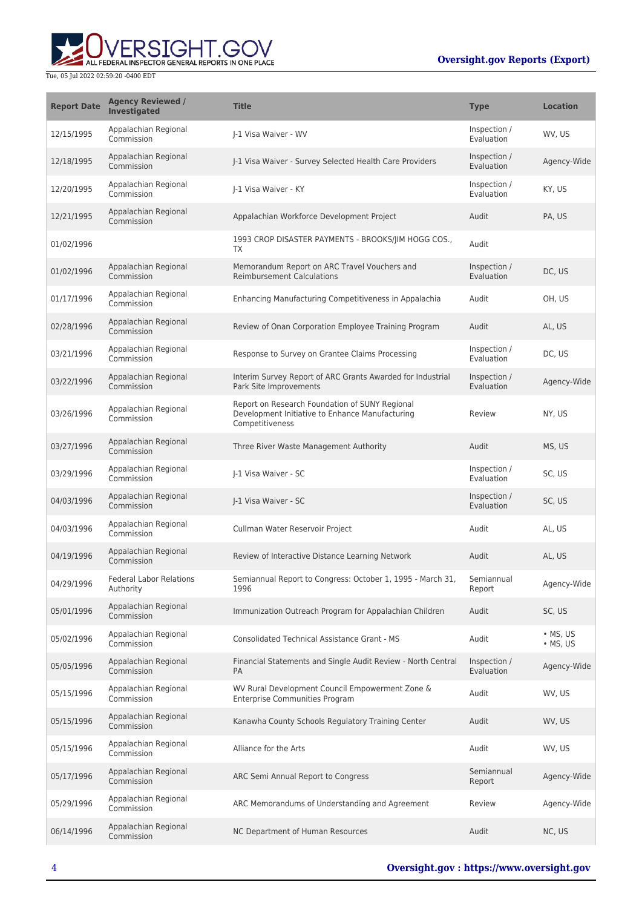| Report Date | Agency Reviewed / Investigated | Title | Type | Location |
| --- | --- | --- | --- | --- |
| 12/15/1995 | Appalachian Regional Commission | J-1 Visa Waiver - WV | Inspection / Evaluation | WV, US |
| 12/18/1995 | Appalachian Regional Commission | J-1 Visa Waiver - Survey Selected Health Care Providers | Inspection / Evaluation | Agency-Wide |
| 12/20/1995 | Appalachian Regional Commission | J-1 Visa Waiver - KY | Inspection / Evaluation | KY, US |
| 12/21/1995 | Appalachian Regional Commission | Appalachian Workforce Development Project | Audit | PA, US |
| 01/02/1996 | | 1993 CROP DISASTER PAYMENTS - BROOKS/JIM HOGG COS., TX | Audit | |
| 01/02/1996 | Appalachian Regional Commission | Memorandum Report on ARC Travel Vouchers and Reimbursement Calculations | Inspection / Evaluation | DC, US |
| 01/17/1996 | Appalachian Regional Commission | Enhancing Manufacturing Competitiveness in Appalachia | Audit | OH, US |
| 02/28/1996 | Appalachian Regional Commission | Review of Onan Corporation Employee Training Program | Audit | AL, US |
| 03/21/1996 | Appalachian Regional Commission | Response to Survey on Grantee Claims Processing | Inspection / Evaluation | DC, US |
| 03/22/1996 | Appalachian Regional Commission | Interim Survey Report of ARC Grants Awarded for Industrial Park Site Improvements | Inspection / Evaluation | Agency-Wide |
| 03/26/1996 | Appalachian Regional Commission | Report on Research Foundation of SUNY Regional Development Initiative to Enhance Manufacturing Competitiveness | Review | NY, US |
| 03/27/1996 | Appalachian Regional Commission | Three River Waste Management Authority | Audit | MS, US |
| 03/29/1996 | Appalachian Regional Commission | J-1 Visa Waiver - SC | Inspection / Evaluation | SC, US |
| 04/03/1996 | Appalachian Regional Commission | J-1 Visa Waiver - SC | Inspection / Evaluation | SC, US |
| 04/03/1996 | Appalachian Regional Commission | Cullman Water Reservoir Project | Audit | AL, US |
| 04/19/1996 | Appalachian Regional Commission | Review of Interactive Distance Learning Network | Audit | AL, US |
| 04/29/1996 | Federal Labor Relations Authority | Semiannual Report to Congress: October 1, 1995 - March 31, 1996 | Semiannual Report | Agency-Wide |
| 05/01/1996 | Appalachian Regional Commission | Immunization Outreach Program for Appalachian Children | Audit | SC, US |
| 05/02/1996 | Appalachian Regional Commission | Consolidated Technical Assistance Grant - MS | Audit | • MS, US • MS, US |
| 05/05/1996 | Appalachian Regional Commission | Financial Statements and Single Audit Review - North Central PA | Inspection / Evaluation | Agency-Wide |
| 05/15/1996 | Appalachian Regional Commission | WV Rural Development Council Empowerment Zone & Enterprise Communities Program | Audit | WV, US |
| 05/15/1996 | Appalachian Regional Commission | Kanawha County Schools Regulatory Training Center | Audit | WV, US |
| 05/15/1996 | Appalachian Regional Commission | Alliance for the Arts | Audit | WV, US |
| 05/17/1996 | Appalachian Regional Commission | ARC Semi Annual Report to Congress | Semiannual Report | Agency-Wide |
| 05/29/1996 | Appalachian Regional Commission | ARC Memorandums of Understanding and Agreement | Review | Agency-Wide |
| 06/14/1996 | Appalachian Regional Commission | NC Department of Human Resources | Audit | NC, US |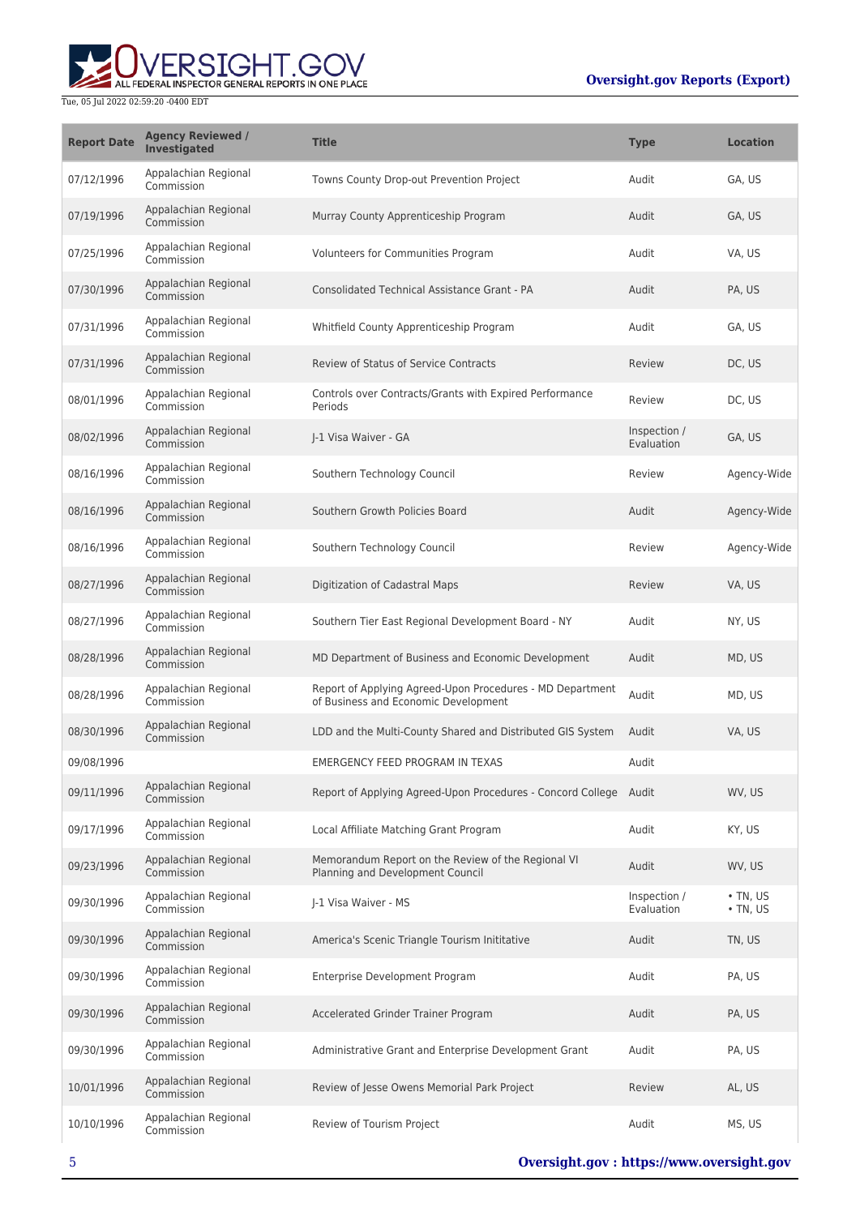| Report Date | Agency Reviewed / Investigated | Title | Type | Location |
| --- | --- | --- | --- | --- |
| 07/12/1996 | Appalachian Regional Commission | Towns County Drop-out Prevention Project | Audit | GA, US |
| 07/19/1996 | Appalachian Regional Commission | Murray County Apprenticeship Program | Audit | GA, US |
| 07/25/1996 | Appalachian Regional Commission | Volunteers for Communities Program | Audit | VA, US |
| 07/30/1996 | Appalachian Regional Commission | Consolidated Technical Assistance Grant - PA | Audit | PA, US |
| 07/31/1996 | Appalachian Regional Commission | Whitfield County Apprenticeship Program | Audit | GA, US |
| 07/31/1996 | Appalachian Regional Commission | Review of Status of Service Contracts | Review | DC, US |
| 08/01/1996 | Appalachian Regional Commission | Controls over Contracts/Grants with Expired Performance Periods | Review | DC, US |
| 08/02/1996 | Appalachian Regional Commission | J-1 Visa Waiver - GA | Inspection / Evaluation | GA, US |
| 08/16/1996 | Appalachian Regional Commission | Southern Technology Council | Review | Agency-Wide |
| 08/16/1996 | Appalachian Regional Commission | Southern Growth Policies Board | Audit | Agency-Wide |
| 08/16/1996 | Appalachian Regional Commission | Southern Technology Council | Review | Agency-Wide |
| 08/27/1996 | Appalachian Regional Commission | Digitization of Cadastral Maps | Review | VA, US |
| 08/27/1996 | Appalachian Regional Commission | Southern Tier East Regional Development Board - NY | Audit | NY, US |
| 08/28/1996 | Appalachian Regional Commission | MD Department of Business and Economic Development | Audit | MD, US |
| 08/28/1996 | Appalachian Regional Commission | Report of Applying Agreed-Upon Procedures - MD Department of Business and Economic Development | Audit | MD, US |
| 08/30/1996 | Appalachian Regional Commission | LDD and the Multi-County Shared and Distributed GIS System | Audit | VA, US |
| 09/08/1996 | | EMERGENCY FEED PROGRAM IN TEXAS | Audit | |
| 09/11/1996 | Appalachian Regional Commission | Report of Applying Agreed-Upon Procedures - Concord College | Audit | WV, US |
| 09/17/1996 | Appalachian Regional Commission | Local Affiliate Matching Grant Program | Audit | KY, US |
| 09/23/1996 | Appalachian Regional Commission | Memorandum Report on the Review of the Regional VI Planning and Development Council | Audit | WV, US |
| 09/30/1996 | Appalachian Regional Commission | J-1 Visa Waiver - MS | Inspection / Evaluation | • TN, US<br>• TN, US |
| 09/30/1996 | Appalachian Regional Commission | America's Scenic Triangle Tourism Inititative | Audit | TN, US |
| 09/30/1996 | Appalachian Regional Commission | Enterprise Development Program | Audit | PA, US |
| 09/30/1996 | Appalachian Regional Commission | Accelerated Grinder Trainer Program | Audit | PA, US |
| 09/30/1996 | Appalachian Regional Commission | Administrative Grant and Enterprise Development Grant | Audit | PA, US |
| 10/01/1996 | Appalachian Regional Commission | Review of Jesse Owens Memorial Park Project | Review | AL, US |
| 10/10/1996 | Appalachian Regional Commission | Review of Tourism Project | Audit | MS, US |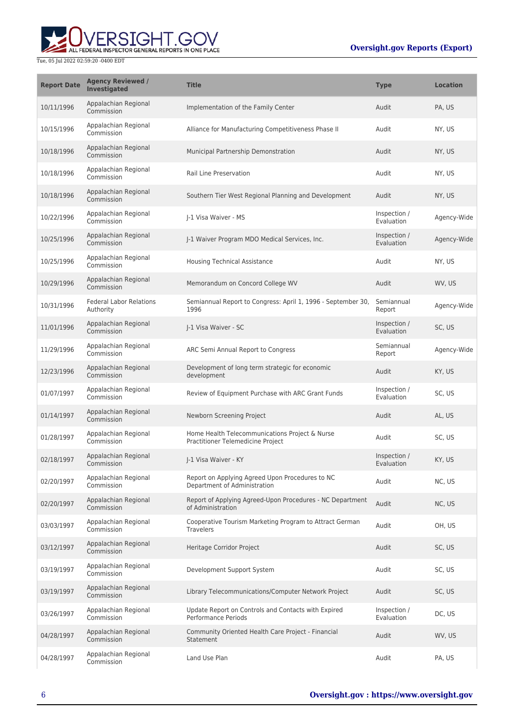| Report Date | Agency Reviewed / Investigated | Title | Type | Location |
| --- | --- | --- | --- | --- |
| 10/11/1996 | Appalachian Regional Commission | Implementation of the Family Center | Audit | PA, US |
| 10/15/1996 | Appalachian Regional Commission | Alliance for Manufacturing Competitiveness Phase II | Audit | NY, US |
| 10/18/1996 | Appalachian Regional Commission | Municipal Partnership Demonstration | Audit | NY, US |
| 10/18/1996 | Appalachian Regional Commission | Rail Line Preservation | Audit | NY, US |
| 10/18/1996 | Appalachian Regional Commission | Southern Tier West Regional Planning and Development | Audit | NY, US |
| 10/22/1996 | Appalachian Regional Commission | J-1 Visa Waiver - MS | Inspection / Evaluation | Agency-Wide |
| 10/25/1996 | Appalachian Regional Commission | J-1 Waiver Program MDO Medical Services, Inc. | Inspection / Evaluation | Agency-Wide |
| 10/25/1996 | Appalachian Regional Commission | Housing Technical Assistance | Audit | NY, US |
| 10/29/1996 | Appalachian Regional Commission | Memorandum on Concord College WV | Audit | WV, US |
| 10/31/1996 | Federal Labor Relations Authority | Semiannual Report to Congress: April 1, 1996 - September 30, 1996 | Semiannual Report | Agency-Wide |
| 11/01/1996 | Appalachian Regional Commission | J-1 Visa Waiver - SC | Inspection / Evaluation | SC, US |
| 11/29/1996 | Appalachian Regional Commission | ARC Semi Annual Report to Congress | Semiannual Report | Agency-Wide |
| 12/23/1996 | Appalachian Regional Commission | Development of long term strategic for economic development | Audit | KY, US |
| 01/07/1997 | Appalachian Regional Commission | Review of Equipment Purchase with ARC Grant Funds | Inspection / Evaluation | SC, US |
| 01/14/1997 | Appalachian Regional Commission | Newborn Screening Project | Audit | AL, US |
| 01/28/1997 | Appalachian Regional Commission | Home Health Telecommunications Project & Nurse Practitioner Telemedicine Project | Audit | SC, US |
| 02/18/1997 | Appalachian Regional Commission | J-1 Visa Waiver - KY | Inspection / Evaluation | KY, US |
| 02/20/1997 | Appalachian Regional Commission | Report on Applying Agreed Upon Procedures to NC Department of Administration | Audit | NC, US |
| 02/20/1997 | Appalachian Regional Commission | Report of Applying Agreed-Upon Procedures - NC Department of Administration | Audit | NC, US |
| 03/03/1997 | Appalachian Regional Commission | Cooperative Tourism Marketing Program to Attract German Travelers | Audit | OH, US |
| 03/12/1997 | Appalachian Regional Commission | Heritage Corridor Project | Audit | SC, US |
| 03/19/1997 | Appalachian Regional Commission | Development Support System | Audit | SC, US |
| 03/19/1997 | Appalachian Regional Commission | Library Telecommunications/Computer Network Project | Audit | SC, US |
| 03/26/1997 | Appalachian Regional Commission | Update Report on Controls and Contacts with Expired Performance Periods | Inspection / Evaluation | DC, US |
| 04/28/1997 | Appalachian Regional Commission | Community Oriented Health Care Project - Financial Statement | Audit | WV, US |
| 04/28/1997 | Appalachian Regional Commission | Land Use Plan | Audit | PA, US |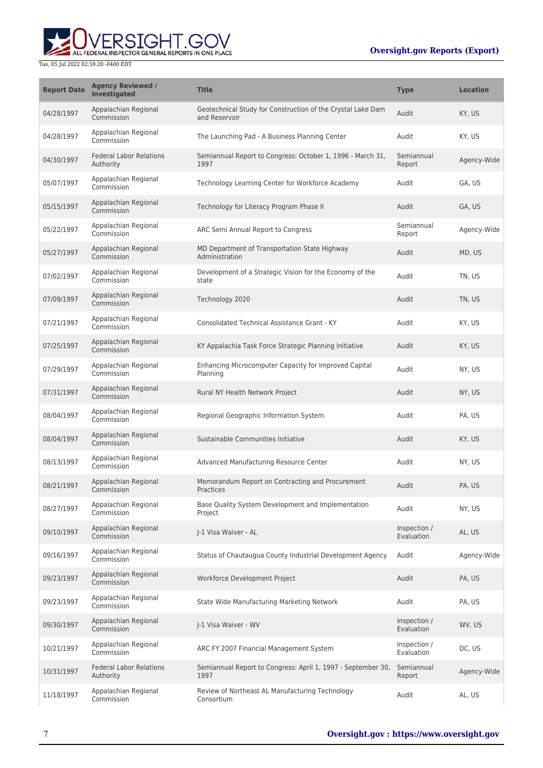| Report Date | Agency Reviewed / Investigated | Title | Type | Location |
| --- | --- | --- | --- | --- |
| 04/28/1997 | Appalachian Regional Commission | Geotechnical Study for Construction of the Crystal Lake Dam and Reservoir | Audit | KY, US |
| 04/28/1997 | Appalachian Regional Commission | The Launching Pad - A Business Planning Center | Audit | KY, US |
| 04/30/1997 | Federal Labor Relations Authority | Semiannual Report to Congress: October 1, 1996 - March 31, 1997 | Semiannual Report | Agency-Wide |
| 05/07/1997 | Appalachian Regional Commission | Technology Learning Center for Workforce Academy | Audit | GA, US |
| 05/15/1997 | Appalachian Regional Commission | Technology for Literacy Program Phase II | Audit | GA, US |
| 05/22/1997 | Appalachian Regional Commission | ARC Semi Annual Report to Congress | Semiannual Report | Agency-Wide |
| 05/27/1997 | Appalachian Regional Commission | MD Department of Transportation State Highway Administration | Audit | MD, US |
| 07/02/1997 | Appalachian Regional Commission | Development of a Strategic Vision for the Economy of the state | Audit | TN, US |
| 07/09/1997 | Appalachian Regional Commission | Technology 2020 | Audit | TN, US |
| 07/21/1997 | Appalachian Regional Commission | Consolidated Technical Assistance Grant - KY | Audit | KY, US |
| 07/25/1997 | Appalachian Regional Commission | KY Appalachia Task Force Strategic Planning Initiative | Audit | KY, US |
| 07/29/1997 | Appalachian Regional Commission | Enhancing Microcomputer Capacity for Improved Capital Planning | Audit | NY, US |
| 07/31/1997 | Appalachian Regional Commission | Rural NY Health Network Project | Audit | NY, US |
| 08/04/1997 | Appalachian Regional Commission | Regional Geographic Information System | Audit | PA, US |
| 08/04/1997 | Appalachian Regional Commission | Sustainable Communities Initiative | Audit | KY, US |
| 08/13/1997 | Appalachian Regional Commission | Advanced Manufacturing Resource Center | Audit | NY, US |
| 08/21/1997 | Appalachian Regional Commission | Memorandum Report on Contracting and Procurement Practices | Audit | PA, US |
| 08/27/1997 | Appalachian Regional Commission | Base Quality System Development and Implementation Project | Audit | NY, US |
| 09/10/1997 | Appalachian Regional Commission | J-1 Visa Waiver - AL | Inspection / Evaluation | AL, US |
| 09/16/1997 | Appalachian Regional Commission | Status of Chautaugua County Industrial Development Agency | Audit | Agency-Wide |
| 09/23/1997 | Appalachian Regional Commission | Workforce Development Project | Audit | PA, US |
| 09/23/1997 | Appalachian Regional Commission | State Wide Manufacturing Marketing Network | Audit | PA, US |
| 09/30/1997 | Appalachian Regional Commission | J-1 Visa Waiver - WV | Inspection / Evaluation | WV, US |
| 10/21/1997 | Appalachian Regional Commission | ARC FY 2007 Financial Management System | Inspection / Evaluation | DC, US |
| 10/31/1997 | Federal Labor Relations Authority | Semiannual Report to Congress: April 1, 1997 - September 30, 1997 | Semiannual Report | Agency-Wide |
| 11/18/1997 | Appalachian Regional Commission | Review of Northeast AL Manufacturing Technology Consortium | Audit | AL, US |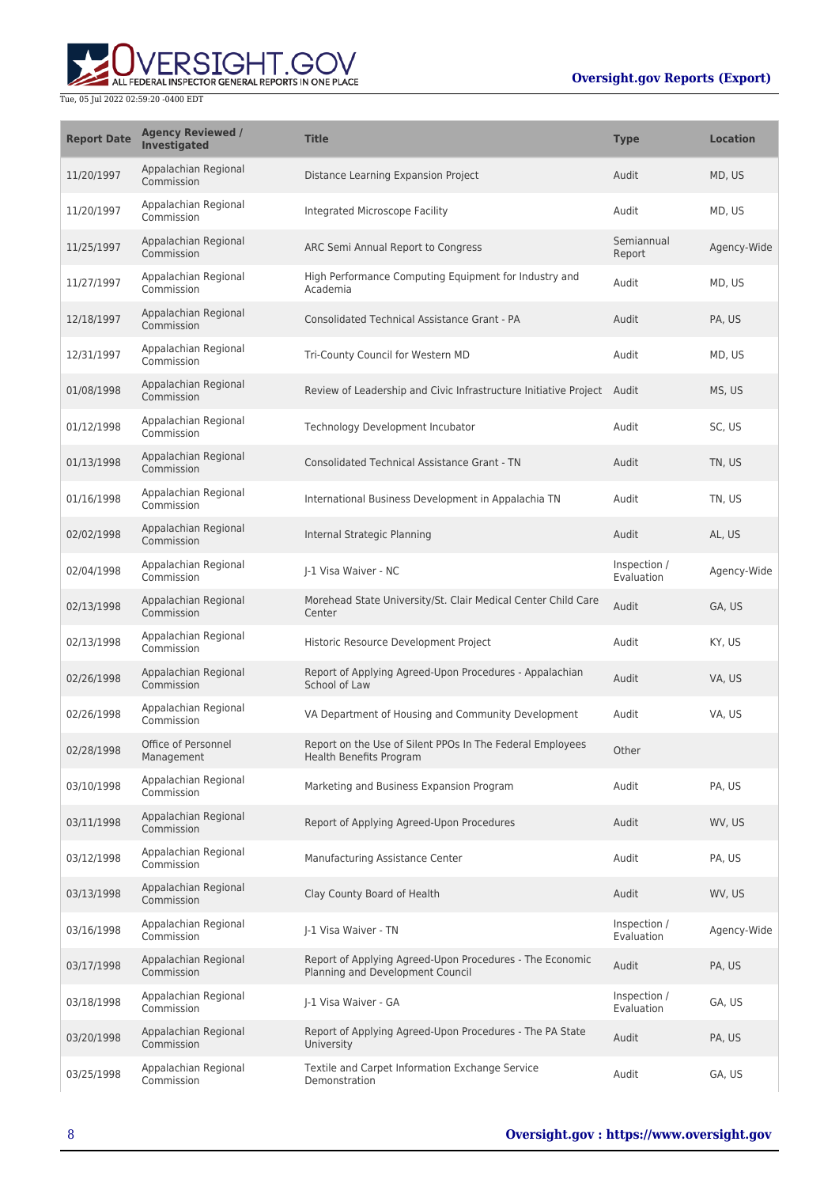| Report Date | Agency Reviewed / Investigated | Title | Type | Location |
| --- | --- | --- | --- | --- |
| 11/20/1997 | Appalachian Regional Commission | Distance Learning Expansion Project | Audit | MD, US |
| 11/20/1997 | Appalachian Regional Commission | Integrated Microscope Facility | Audit | MD, US |
| 11/25/1997 | Appalachian Regional Commission | ARC Semi Annual Report to Congress | Semiannual Report | Agency-Wide |
| 11/27/1997 | Appalachian Regional Commission | High Performance Computing Equipment for Industry and Academia | Audit | MD, US |
| 12/18/1997 | Appalachian Regional Commission | Consolidated Technical Assistance Grant - PA | Audit | PA, US |
| 12/31/1997 | Appalachian Regional Commission | Tri-County Council for Western MD | Audit | MD, US |
| 01/08/1998 | Appalachian Regional Commission | Review of Leadership and Civic Infrastructure Initiative Project | Audit | MS, US |
| 01/12/1998 | Appalachian Regional Commission | Technology Development Incubator | Audit | SC, US |
| 01/13/1998 | Appalachian Regional Commission | Consolidated Technical Assistance Grant - TN | Audit | TN, US |
| 01/16/1998 | Appalachian Regional Commission | International Business Development in Appalachia TN | Audit | TN, US |
| 02/02/1998 | Appalachian Regional Commission | Internal Strategic Planning | Audit | AL, US |
| 02/04/1998 | Appalachian Regional Commission | J-1 Visa Waiver - NC | Inspection / Evaluation | Agency-Wide |
| 02/13/1998 | Appalachian Regional Commission | Morehead State University/St. Clair Medical Center Child Care Center | Audit | GA, US |
| 02/13/1998 | Appalachian Regional Commission | Historic Resource Development Project | Audit | KY, US |
| 02/26/1998 | Appalachian Regional Commission | Report of Applying Agreed-Upon Procedures - Appalachian School of Law | Audit | VA, US |
| 02/26/1998 | Appalachian Regional Commission | VA Department of Housing and Community Development | Audit | VA, US |
| 02/28/1998 | Office of Personnel Management | Report on the Use of Silent PPOs In The Federal Employees Health Benefits Program | Other | |
| 03/10/1998 | Appalachian Regional Commission | Marketing and Business Expansion Program | Audit | PA, US |
| 03/11/1998 | Appalachian Regional Commission | Report of Applying Agreed-Upon Procedures | Audit | WV, US |
| 03/12/1998 | Appalachian Regional Commission | Manufacturing Assistance Center | Audit | PA, US |
| 03/13/1998 | Appalachian Regional Commission | Clay County Board of Health | Audit | WV, US |
| 03/16/1998 | Appalachian Regional Commission | J-1 Visa Waiver - TN | Inspection / Evaluation | Agency-Wide |
| 03/17/1998 | Appalachian Regional Commission | Report of Applying Agreed-Upon Procedures - The Economic Planning and Development Council | Audit | PA, US |
| 03/18/1998 | Appalachian Regional Commission | J-1 Visa Waiver - GA | Inspection / Evaluation | GA, US |
| 03/20/1998 | Appalachian Regional Commission | Report of Applying Agreed-Upon Procedures - The PA State University | Audit | PA, US |
| 03/25/1998 | Appalachian Regional Commission | Textile and Carpet Information Exchange Service Demonstration | Audit | GA, US |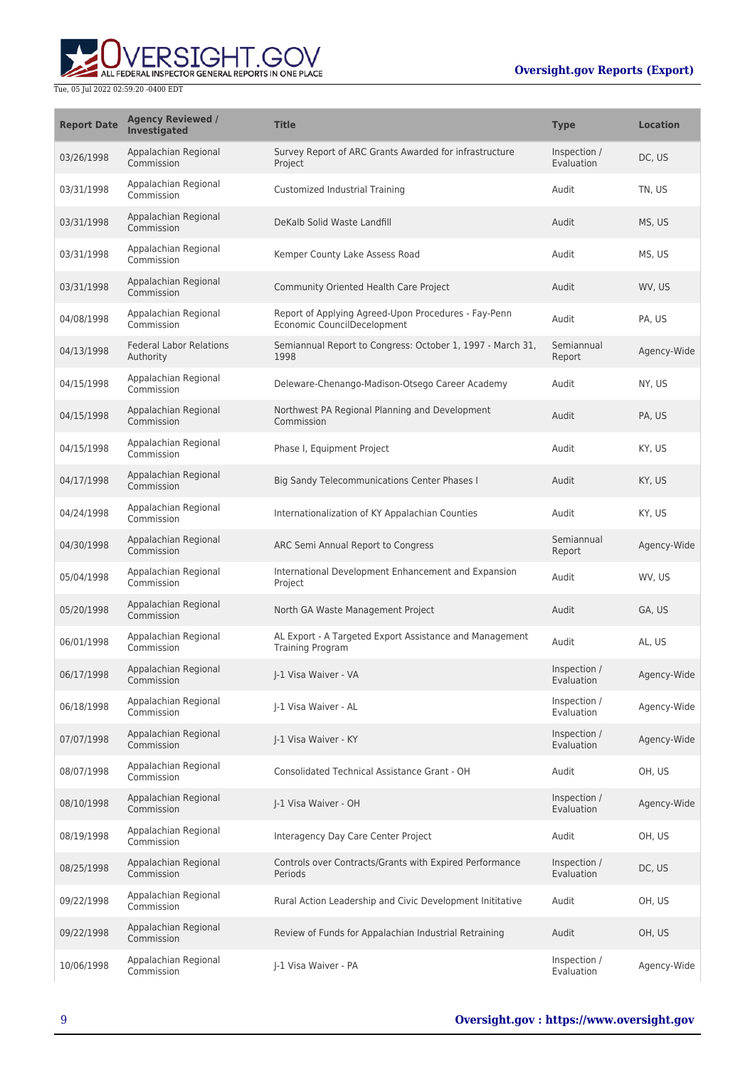| Report Date | Agency Reviewed / Investigated | Title | Type | Location |
| --- | --- | --- | --- | --- |
| 03/26/1998 | Appalachian Regional Commission | Survey Report of ARC Grants Awarded for infrastructure Project | Inspection / Evaluation | DC, US |
| 03/31/1998 | Appalachian Regional Commission | Customized Industrial Training | Audit | TN, US |
| 03/31/1998 | Appalachian Regional Commission | DeKalb Solid Waste Landfill | Audit | MS, US |
| 03/31/1998 | Appalachian Regional Commission | Kemper County Lake Assess Road | Audit | MS, US |
| 03/31/1998 | Appalachian Regional Commission | Community Oriented Health Care Project | Audit | WV, US |
| 04/08/1998 | Appalachian Regional Commission | Report of Applying Agreed-Upon Procedures - Fay-Penn Economic CouncilDecelopment | Audit | PA, US |
| 04/13/1998 | Federal Labor Relations Authority | Semiannual Report to Congress: October 1, 1997 - March 31, 1998 | Semiannual Report | Agency-Wide |
| 04/15/1998 | Appalachian Regional Commission | Deleware-Chenango-Madison-Otsego Career Academy | Audit | NY, US |
| 04/15/1998 | Appalachian Regional Commission | Northwest PA Regional Planning and Development Commission | Audit | PA, US |
| 04/15/1998 | Appalachian Regional Commission | Phase I, Equipment Project | Audit | KY, US |
| 04/17/1998 | Appalachian Regional Commission | Big Sandy Telecommunications Center Phases I | Audit | KY, US |
| 04/24/1998 | Appalachian Regional Commission | Internationalization of KY Appalachian Counties | Audit | KY, US |
| 04/30/1998 | Appalachian Regional Commission | ARC Semi Annual Report to Congress | Semiannual Report | Agency-Wide |
| 05/04/1998 | Appalachian Regional Commission | International Development Enhancement and Expansion Project | Audit | WV, US |
| 05/20/1998 | Appalachian Regional Commission | North GA Waste Management Project | Audit | GA, US |
| 06/01/1998 | Appalachian Regional Commission | AL Export - A Targeted Export Assistance and Management Training Program | Audit | AL, US |
| 06/17/1998 | Appalachian Regional Commission | J-1 Visa Waiver - VA | Inspection / Evaluation | Agency-Wide |
| 06/18/1998 | Appalachian Regional Commission | J-1 Visa Waiver - AL | Inspection / Evaluation | Agency-Wide |
| 07/07/1998 | Appalachian Regional Commission | J-1 Visa Waiver - KY | Inspection / Evaluation | Agency-Wide |
| 08/07/1998 | Appalachian Regional Commission | Consolidated Technical Assistance Grant - OH | Audit | OH, US |
| 08/10/1998 | Appalachian Regional Commission | J-1 Visa Waiver - OH | Inspection / Evaluation | Agency-Wide |
| 08/19/1998 | Appalachian Regional Commission | Interagency Day Care Center Project | Audit | OH, US |
| 08/25/1998 | Appalachian Regional Commission | Controls over Contracts/Grants with Expired Performance Periods | Inspection / Evaluation | DC, US |
| 09/22/1998 | Appalachian Regional Commission | Rural Action Leadership and Civic Development Inititative | Audit | OH, US |
| 09/22/1998 | Appalachian Regional Commission | Review of Funds for Appalachian Industrial Retraining | Audit | OH, US |
| 10/06/1998 | Appalachian Regional Commission | J-1 Visa Waiver - PA | Inspection / Evaluation | Agency-Wide |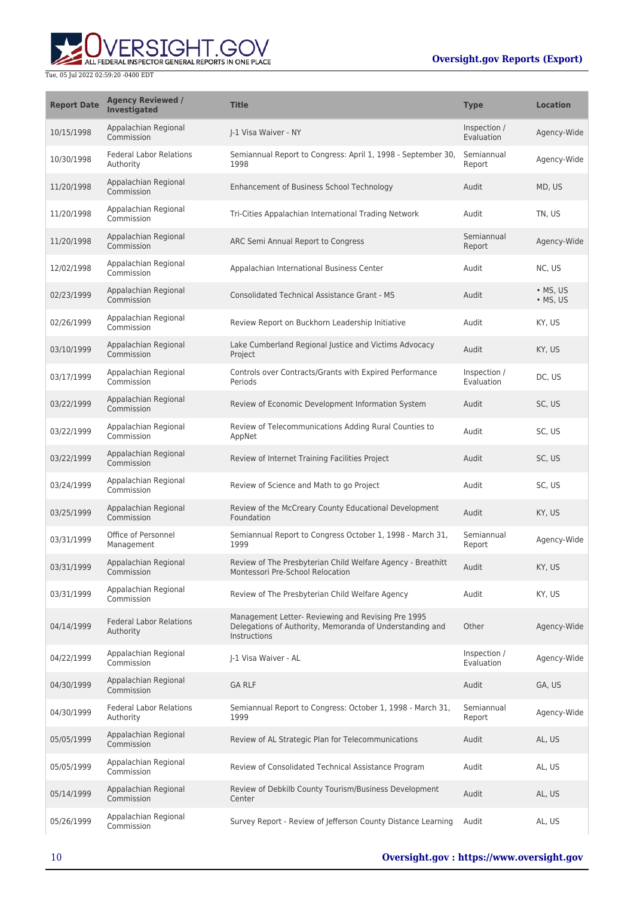| Report Date | Agency Reviewed / Investigated | Title | Type | Location |
| --- | --- | --- | --- | --- |
| 10/15/1998 | Appalachian Regional Commission | J-1 Visa Waiver - NY | Inspection / Evaluation | Agency-Wide |
| 10/30/1998 | Federal Labor Relations Authority | Semiannual Report to Congress: April 1, 1998 - September 30, 1998 | Semiannual Report | Agency-Wide |
| 11/20/1998 | Appalachian Regional Commission | Enhancement of Business School Technology | Audit | MD, US |
| 11/20/1998 | Appalachian Regional Commission | Tri-Cities Appalachian International Trading Network | Audit | TN, US |
| 11/20/1998 | Appalachian Regional Commission | ARC Semi Annual Report to Congress | Semiannual Report | Agency-Wide |
| 12/02/1998 | Appalachian Regional Commission | Appalachian International Business Center | Audit | NC, US |
| 02/23/1999 | Appalachian Regional Commission | Consolidated Technical Assistance Grant - MS | Audit | • MS, US<br>• MS, US |
| 02/26/1999 | Appalachian Regional Commission | Review Report on Buckhorn Leadership Initiative | Audit | KY, US |
| 03/10/1999 | Appalachian Regional Commission | Lake Cumberland Regional Justice and Victims Advocacy Project | Audit | KY, US |
| 03/17/1999 | Appalachian Regional Commission | Controls over Contracts/Grants with Expired Performance Periods | Inspection / Evaluation | DC, US |
| 03/22/1999 | Appalachian Regional Commission | Review of Economic Development Information System | Audit | SC, US |
| 03/22/1999 | Appalachian Regional Commission | Review of Telecommunications Adding Rural Counties to AppNet | Audit | SC, US |
| 03/22/1999 | Appalachian Regional Commission | Review of Internet Training Facilities Project | Audit | SC, US |
| 03/24/1999 | Appalachian Regional Commission | Review of Science and Math to go Project | Audit | SC, US |
| 03/25/1999 | Appalachian Regional Commission | Review of the McCreary County Educational Development Foundation | Audit | KY, US |
| 03/31/1999 | Office of Personnel Management | Semiannual Report to Congress October 1, 1998 - March 31, 1999 | Semiannual Report | Agency-Wide |
| 03/31/1999 | Appalachian Regional Commission | Review of The Presbyterian Child Welfare Agency - Breathitt Montessori Pre-School Relocation | Audit | KY, US |
| 03/31/1999 | Appalachian Regional Commission | Review of The Presbyterian Child Welfare Agency | Audit | KY, US |
| 04/14/1999 | Federal Labor Relations Authority | Management Letter- Reviewing and Revising Pre 1995 Delegations of Authority, Memoranda of Understanding and Instructions | Other | Agency-Wide |
| 04/22/1999 | Appalachian Regional Commission | J-1 Visa Waiver - AL | Inspection / Evaluation | Agency-Wide |
| 04/30/1999 | Appalachian Regional Commission | GA RLF | Audit | GA, US |
| 04/30/1999 | Federal Labor Relations Authority | Semiannual Report to Congress: October 1, 1998 - March 31, 1999 | Semiannual Report | Agency-Wide |
| 05/05/1999 | Appalachian Regional Commission | Review of AL Strategic Plan for Telecommunications | Audit | AL, US |
| 05/05/1999 | Appalachian Regional Commission | Review of Consolidated Technical Assistance Program | Audit | AL, US |
| 05/14/1999 | Appalachian Regional Commission | Review of Debkilb County Tourism/Business Development Center | Audit | AL, US |
| 05/26/1999 | Appalachian Regional Commission | Survey Report - Review of Jefferson County Distance Learning | Audit | AL, US |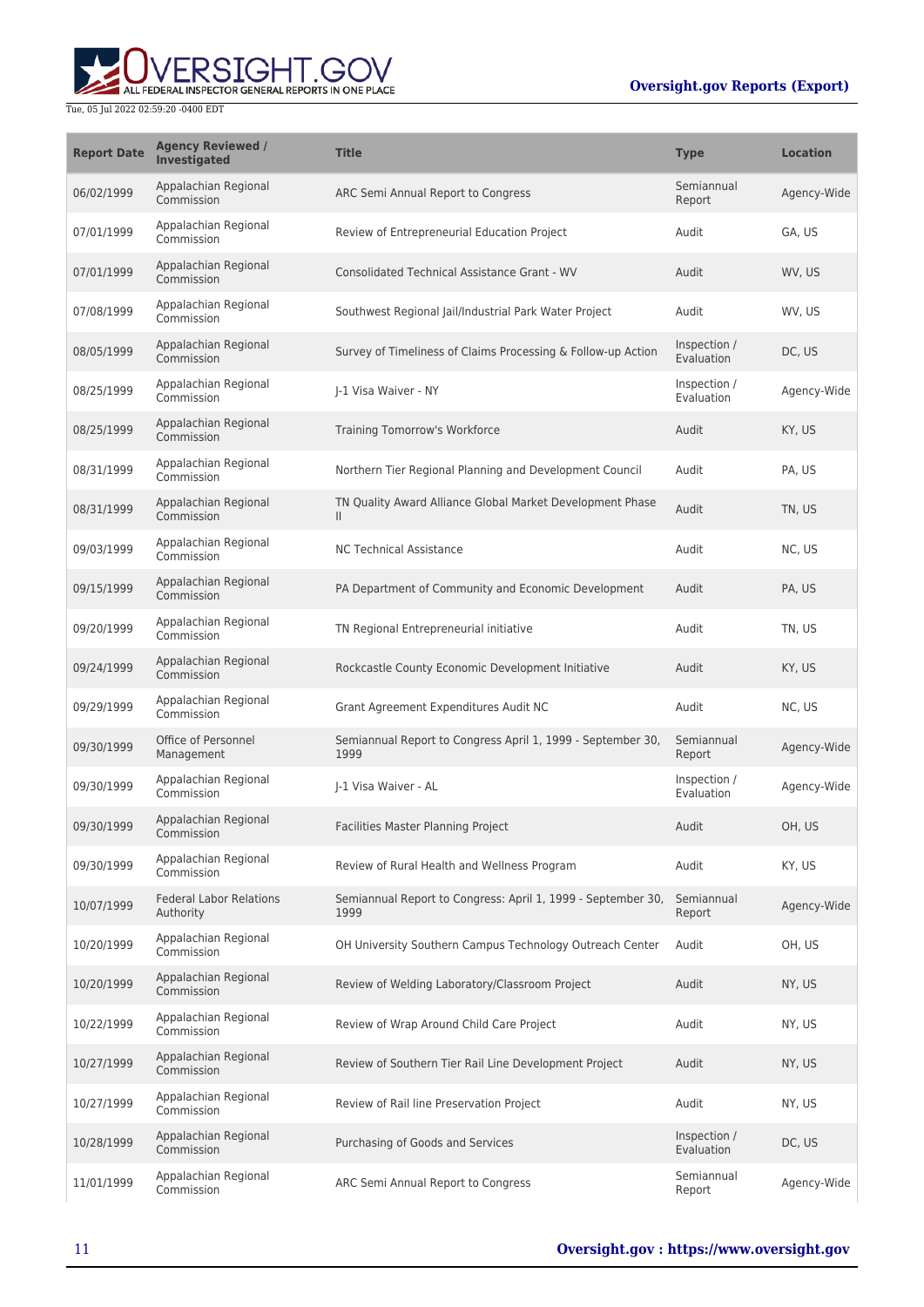| Report Date | Agency Reviewed / Investigated | Title | Type | Location |
|---|---|---|---|---|
| 06/02/1999 | Appalachian Regional Commission | ARC Semi Annual Report to Congress | Semiannual Report | Agency-Wide |
| 07/01/1999 | Appalachian Regional Commission | Review of Entrepreneurial Education Project | Audit | GA, US |
| 07/01/1999 | Appalachian Regional Commission | Consolidated Technical Assistance Grant - WV | Audit | WV, US |
| 07/08/1999 | Appalachian Regional Commission | Southwest Regional Jail/Industrial Park Water Project | Audit | WV, US |
| 08/05/1999 | Appalachian Regional Commission | Survey of Timeliness of Claims Processing & Follow-up Action | Inspection / Evaluation | DC, US |
| 08/25/1999 | Appalachian Regional Commission | J-1 Visa Waiver - NY | Inspection / Evaluation | Agency-Wide |
| 08/25/1999 | Appalachian Regional Commission | Training Tomorrow's Workforce | Audit | KY, US |
| 08/31/1999 | Appalachian Regional Commission | Northern Tier Regional Planning and Development Council | Audit | PA, US |
| 08/31/1999 | Appalachian Regional Commission | TN Quality Award Alliance Global Market Development Phase II | Audit | TN, US |
| 09/03/1999 | Appalachian Regional Commission | NC Technical Assistance | Audit | NC, US |
| 09/15/1999 | Appalachian Regional Commission | PA Department of Community and Economic Development | Audit | PA, US |
| 09/20/1999 | Appalachian Regional Commission | TN Regional Entrepreneurial initiative | Audit | TN, US |
| 09/24/1999 | Appalachian Regional Commission | Rockcastle County Economic Development Initiative | Audit | KY, US |
| 09/29/1999 | Appalachian Regional Commission | Grant Agreement Expenditures Audit NC | Audit | NC, US |
| 09/30/1999 | Office of Personnel Management | Semiannual Report to Congress April 1, 1999 - September 30, 1999 | Semiannual Report | Agency-Wide |
| 09/30/1999 | Appalachian Regional Commission | J-1 Visa Waiver - AL | Inspection / Evaluation | Agency-Wide |
| 09/30/1999 | Appalachian Regional Commission | Facilities Master Planning Project | Audit | OH, US |
| 09/30/1999 | Appalachian Regional Commission | Review of Rural Health and Wellness Program | Audit | KY, US |
| 10/07/1999 | Federal Labor Relations Authority | Semiannual Report to Congress: April 1, 1999 - September 30, 1999 | Semiannual Report | Agency-Wide |
| 10/20/1999 | Appalachian Regional Commission | OH University Southern Campus Technology Outreach Center | Audit | OH, US |
| 10/20/1999 | Appalachian Regional Commission | Review of Welding Laboratory/Classroom Project | Audit | NY, US |
| 10/22/1999 | Appalachian Regional Commission | Review of Wrap Around Child Care Project | Audit | NY, US |
| 10/27/1999 | Appalachian Regional Commission | Review of Southern Tier Rail Line Development Project | Audit | NY, US |
| 10/27/1999 | Appalachian Regional Commission | Review of Rail line Preservation Project | Audit | NY, US |
| 10/28/1999 | Appalachian Regional Commission | Purchasing of Goods and Services | Inspection / Evaluation | DC, US |
| 11/01/1999 | Appalachian Regional Commission | ARC Semi Annual Report to Congress | Semiannual Report | Agency-Wide |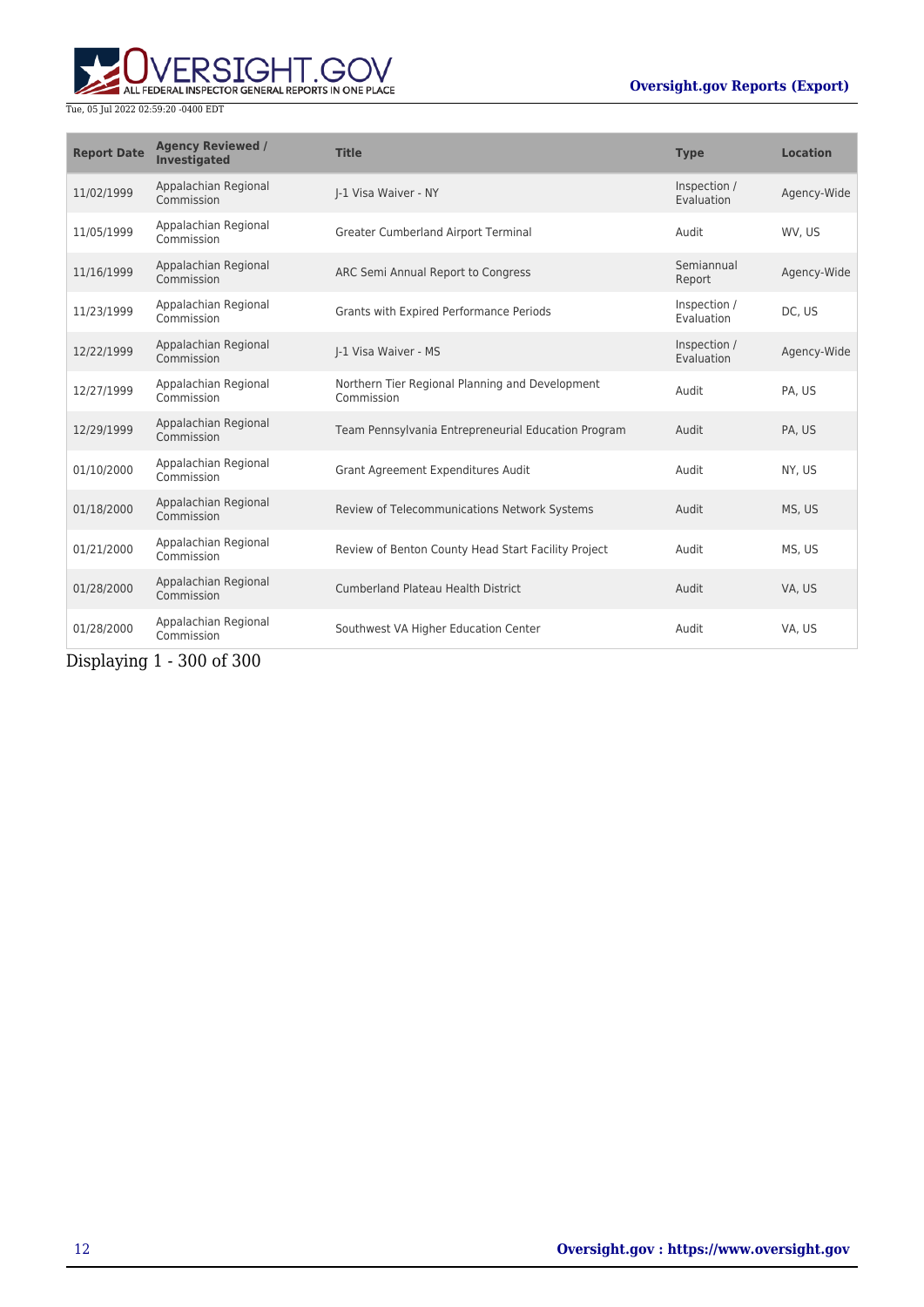| Report Date | Agency Reviewed / Investigated | Title | Type | Location |
| --- | --- | --- | --- | --- |
| 11/02/1999 | Appalachian Regional Commission | J-1 Visa Waiver - NY | Inspection / Evaluation | Agency-Wide |
| 11/05/1999 | Appalachian Regional Commission | Greater Cumberland Airport Terminal | Audit | WV, US |
| 11/16/1999 | Appalachian Regional Commission | ARC Semi Annual Report to Congress | Semiannual Report | Agency-Wide |
| 11/23/1999 | Appalachian Regional Commission | Grants with Expired Performance Periods | Inspection / Evaluation | DC, US |
| 12/22/1999 | Appalachian Regional Commission | J-1 Visa Waiver - MS | Inspection / Evaluation | Agency-Wide |
| 12/27/1999 | Appalachian Regional Commission | Northern Tier Regional Planning and Development Commission | Audit | PA, US |
| 12/29/1999 | Appalachian Regional Commission | Team Pennsylvania Entrepreneurial Education Program | Audit | PA, US |
| 01/10/2000 | Appalachian Regional Commission | Grant Agreement Expenditures Audit | Audit | NY, US |
| 01/18/2000 | Appalachian Regional Commission | Review of Telecommunications Network Systems | Audit | MS, US |
| 01/21/2000 | Appalachian Regional Commission | Review of Benton County Head Start Facility Project | Audit | MS, US |
| 01/28/2000 | Appalachian Regional Commission | Cumberland Plateau Health District | Audit | VA, US |
| 01/28/2000 | Appalachian Regional Commission | Southwest VA Higher Education Center | Audit | VA, US |

Displaying 1 - 300 of 300